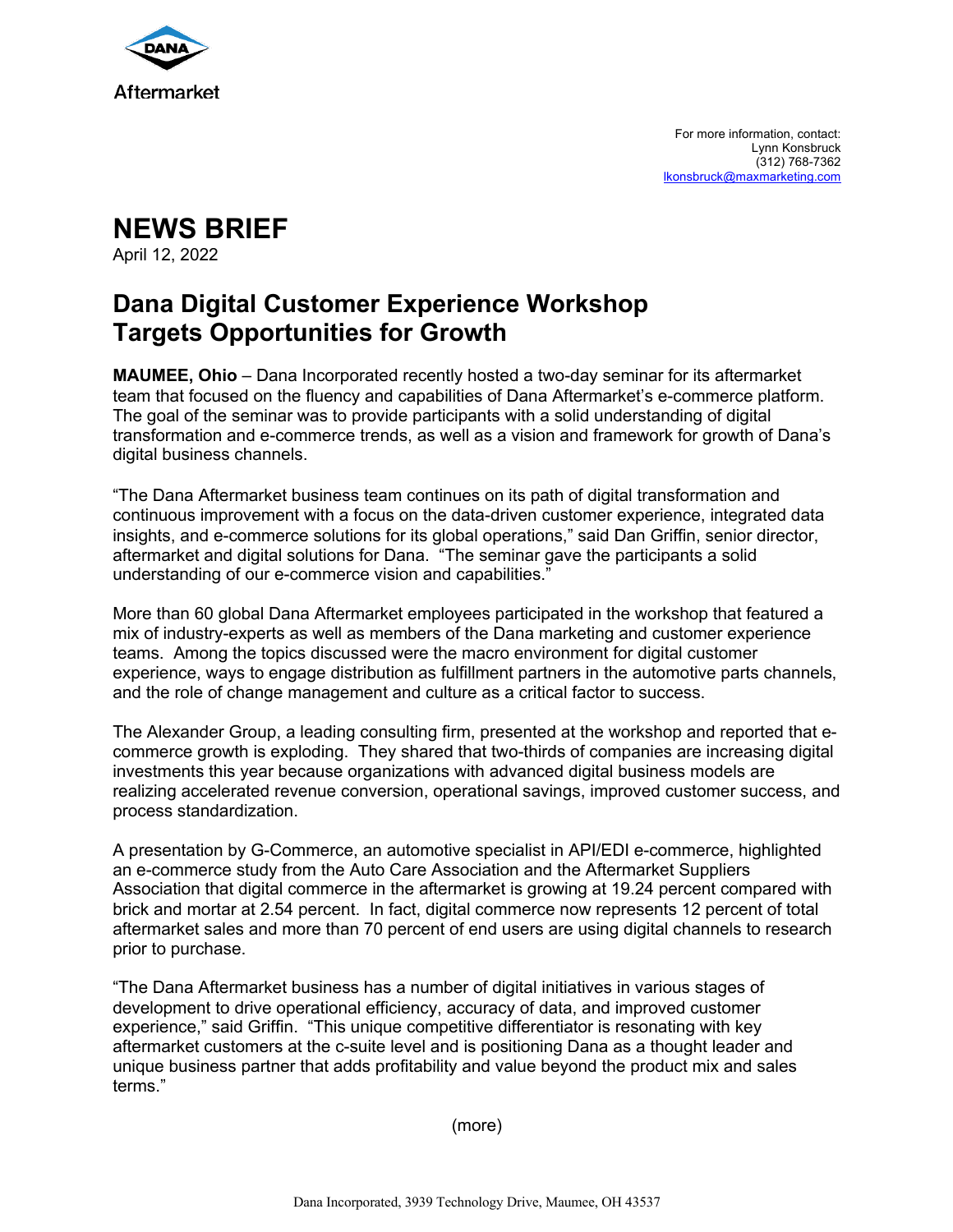Aftermarket

For more information, contact:
Lynn Konsbruck
(312) 768-7362
lkonsbruck@maxmarketing.com

# NEWS BRIEF

April 12, 2022

## Dana Digital Customer Experience Workshop Targets Opportunities for Growth

**MAUMEE, Ohio** – Dana Incorporated recently hosted a two-day seminar for its aftermarket team that focused on the fluency and capabilities of Dana Aftermarket's e-commerce platform. The goal of the seminar was to provide participants with a solid understanding of digital transformation and e-commerce trends, as well as a vision and framework for growth of Dana's digital business channels.

"The Dana Aftermarket business team continues on its path of digital transformation and continuous improvement with a focus on the data-driven customer experience, integrated data insights, and e-commerce solutions for its global operations," said Dan Griffin, senior director, aftermarket and digital solutions for Dana. "The seminar gave the participants a solid understanding of our e-commerce vision and capabilities."

More than 60 global Dana Aftermarket employees participated in the workshop that featured a mix of industry-experts as well as members of the Dana marketing and customer experience teams. Among the topics discussed were the macro environment for digital customer experience, ways to engage distribution as fulfillment partners in the automotive parts channels, and the role of change management and culture as a critical factor to success.

The Alexander Group, a leading consulting firm, presented at the workshop and reported that e-commerce growth is exploding. They shared that two-thirds of companies are increasing digital investments this year because organizations with advanced digital business models are realizing accelerated revenue conversion, operational savings, improved customer success, and process standardization.

A presentation by G-Commerce, an automotive specialist in API/EDI e-commerce, highlighted an e-commerce study from the Auto Care Association and the Aftermarket Suppliers Association that digital commerce in the aftermarket is growing at 19.24 percent compared with brick and mortar at 2.54 percent. In fact, digital commerce now represents 12 percent of total aftermarket sales and more than 70 percent of end users are using digital channels to research prior to purchase.

"The Dana Aftermarket business has a number of digital initiatives in various stages of development to drive operational efficiency, accuracy of data, and improved customer experience," said Griffin. "This unique competitive differentiator is resonating with key aftermarket customers at the c-suite level and is positioning Dana as a thought leader and unique business partner that adds profitability and value beyond the product mix and sales terms."

(more)

Dana Incorporated, 3939 Technology Drive, Maumee, OH 43537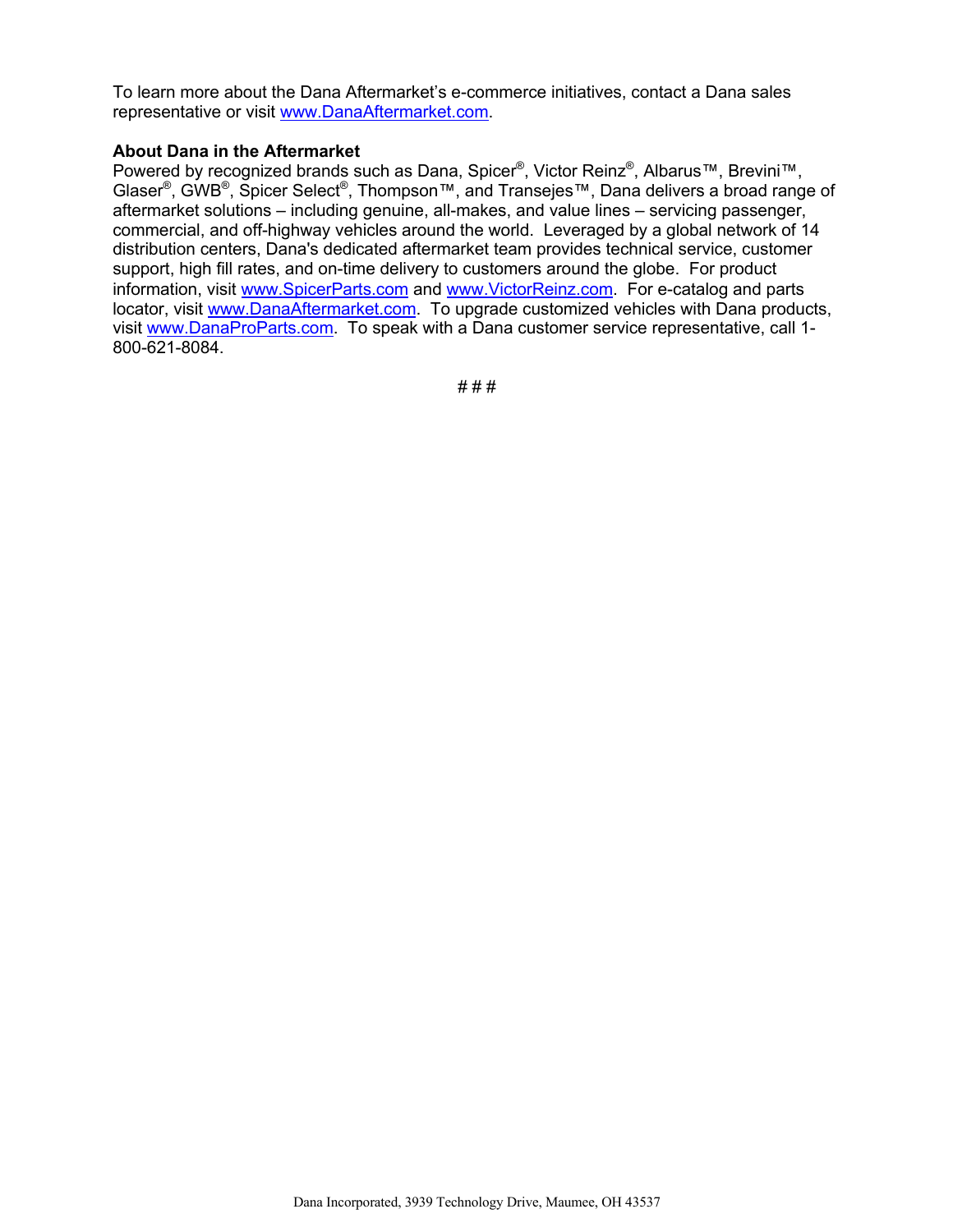To learn more about the Dana Aftermarket's e-commerce initiatives, contact a Dana sales representative or visit www.DanaAftermarket.com.

**About Dana in the Aftermarket**

Powered by recognized brands such as Dana, Spicer®, Victor Reinz®, Albarus™, Brevini™, Glaser®, GWB®, Spicer Select®, Thompson™, and Transejes™, Dana delivers a broad range of aftermarket solutions – including genuine, all-makes, and value lines – servicing passenger, commercial, and off-highway vehicles around the world. Leveraged by a global network of 14 distribution centers, Dana's dedicated aftermarket team provides technical service, customer support, high fill rates, and on-time delivery to customers around the globe. For product information, visit www.SpicerParts.com and www.VictorReinz.com. For e-catalog and parts locator, visit www.DanaAftermarket.com. To upgrade customized vehicles with Dana products, visit www.DanaProParts.com. To speak with a Dana customer service representative, call 1-800-621-8084.

# # #

Dana Incorporated, 3939 Technology Drive, Maumee, OH 43537